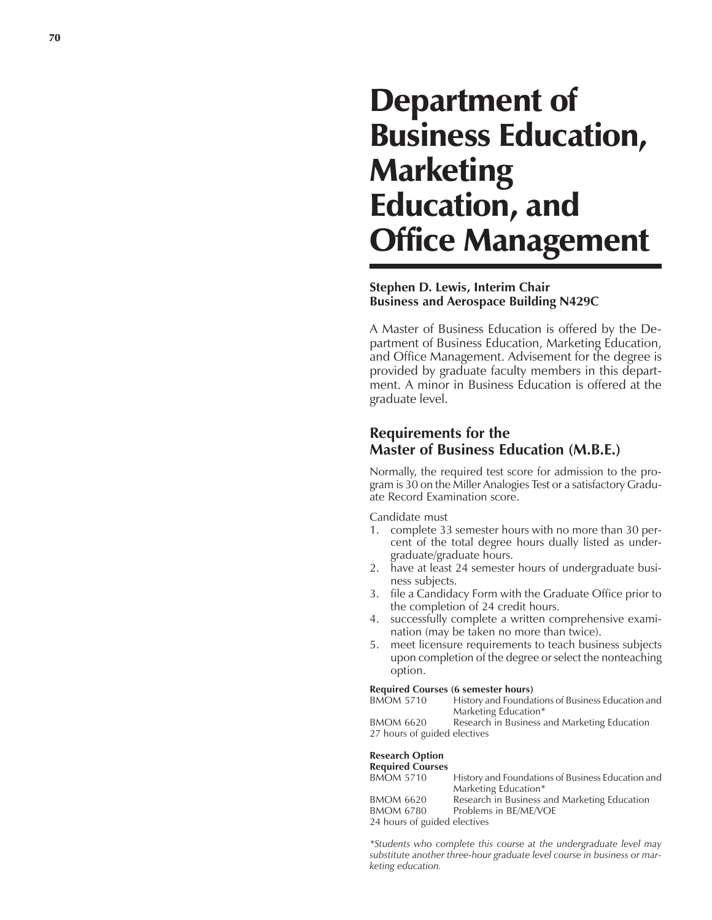# Department of Business Education, Marketing Education, and Office Management

**Stephen D. Lewis, Interim Chair**
**Business and Aerospace Building N429C**

A Master of Business Education is offered by the Department of Business Education, Marketing Education, and Office Management. Advisement for the degree is provided by graduate faculty members in this department. A minor in Business Education is offered at the graduate level.

## Requirements for the Master of Business Education (M.B.E.)

Normally, the required test score for admission to the program is 30 on the Miller Analogies Test or a satisfactory Graduate Record Examination score.

Candidate must

1. complete 33 semester hours with no more than 30 percent of the total degree hours dually listed as undergraduate/graduate hours.
2. have at least 24 semester hours of undergraduate business subjects.
3. file a Candidacy Form with the Graduate Office prior to the completion of 24 credit hours.
4. successfully complete a written comprehensive examination (may be taken no more than twice).
5. meet licensure requirements to teach business subjects upon completion of the degree or select the nonteaching option.

**Required Courses (6 semester hours)**

| | |
|---|---|
| BMOM 5710 | History and Foundations of Business Education and Marketing Education* |
| BMOM 6620 | Research in Business and Marketing Education |

27 hours of guided electives

**Research Option**
**Required Courses**

| | |
|---|---|
| BMOM 5710 | History and Foundations of Business Education and Marketing Education* |
| BMOM 6620 | Research in Business and Marketing Education |
| BMOM 6780 | Problems in BE/ME/VOE |

24 hours of guided electives

*\*Students who complete this course at the undergraduate level may substitute another three-hour graduate level course in business or marketing education.*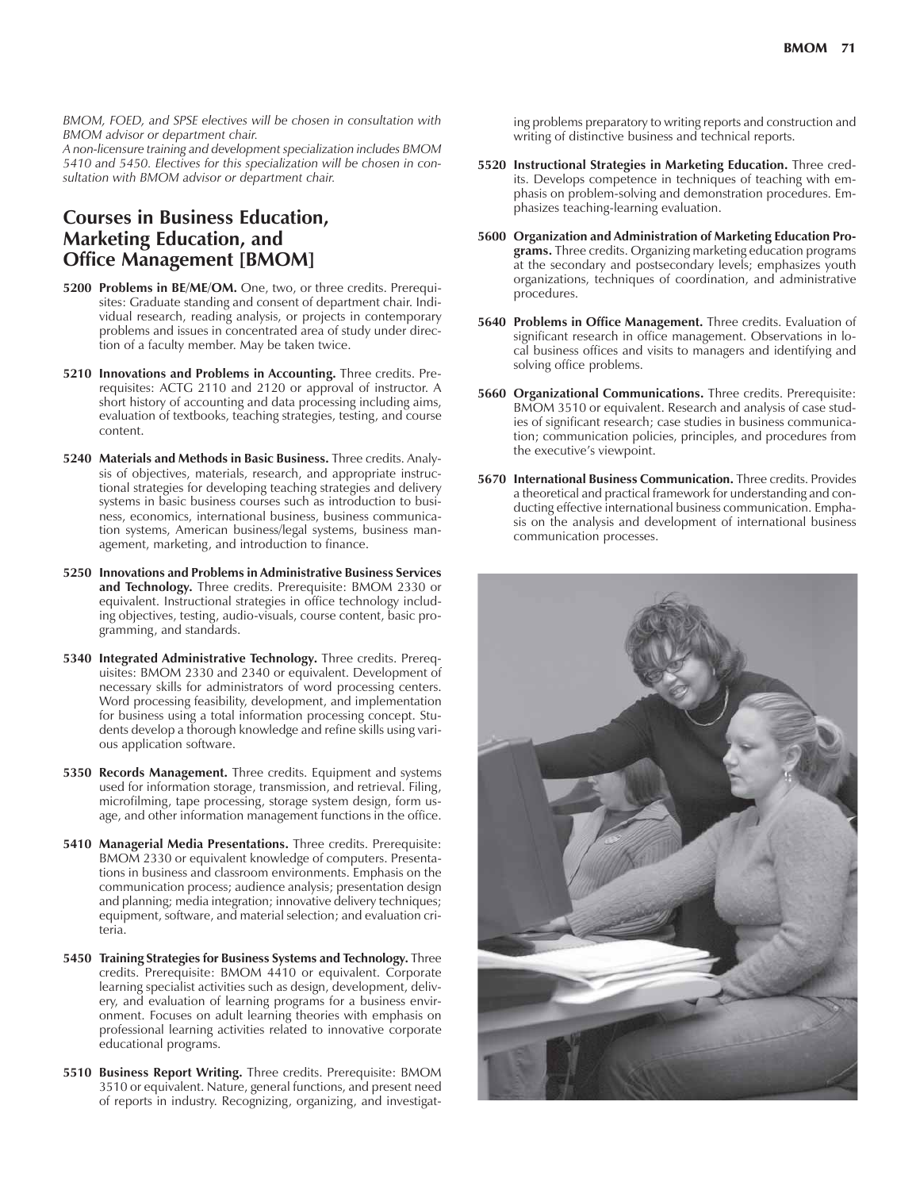*BMOM, FOED, and SPSE electives will be chosen in consultation with BMOM advisor or department chair.*
*A non-licensure training and development specialization includes BMOM 5410 and 5450. Electives for this specialization will be chosen in consultation with BMOM advisor or department chair.*

## Courses in Business Education, Marketing Education, and Office Management [BMOM]

**5200 Problems in BE/ME/OM.** One, two, or three credits. Prerequisites: Graduate standing and consent of department chair. Individual research, reading analysis, or projects in contemporary problems and issues in concentrated area of study under direction of a faculty member. May be taken twice.

**5210 Innovations and Problems in Accounting.** Three credits. Prerequisites: ACTG 2110 and 2120 or approval of instructor. A short history of accounting and data processing including aims, evaluation of textbooks, teaching strategies, testing, and course content.

**5240 Materials and Methods in Basic Business.** Three credits. Analysis of objectives, materials, research, and appropriate instructional strategies for developing teaching strategies and delivery systems in basic business courses such as introduction to business, economics, international business, business communication systems, American business/legal systems, business management, marketing, and introduction to finance.

**5250 Innovations and Problems in Administrative Business Services and Technology.** Three credits. Prerequisite: BMOM 2330 or equivalent. Instructional strategies in office technology including objectives, testing, audio-visuals, course content, basic programming, and standards.

**5340 Integrated Administrative Technology.** Three credits. Prerequisites: BMOM 2330 and 2340 or equivalent. Development of necessary skills for administrators of word processing centers. Word processing feasibility, development, and implementation for business using a total information processing concept. Students develop a thorough knowledge and refine skills using various application software.

**5350 Records Management.** Three credits. Equipment and systems used for information storage, transmission, and retrieval. Filing, microfilming, tape processing, storage system design, form usage, and other information management functions in the office.

**5410 Managerial Media Presentations.** Three credits. Prerequisite: BMOM 2330 or equivalent knowledge of computers. Presentations in business and classroom environments. Emphasis on the communication process; audience analysis; presentation design and planning; media integration; innovative delivery techniques; equipment, software, and material selection; and evaluation criteria.

**5450 Training Strategies for Business Systems and Technology.** Three credits. Prerequisite: BMOM 4410 or equivalent. Corporate learning specialist activities such as design, development, delivery, and evaluation of learning programs for a business environment. Focuses on adult learning theories with emphasis on professional learning activities related to innovative corporate educational programs.

**5510 Business Report Writing.** Three credits. Prerequisite: BMOM 3510 or equivalent. Nature, general functions, and present need of reports in industry. Recognizing, organizing, and investigating problems preparatory to writing reports and construction and writing of distinctive business and technical reports.

**5520 Instructional Strategies in Marketing Education.** Three credits. Develops competence in techniques of teaching with emphasis on problem-solving and demonstration procedures. Emphasizes teaching-learning evaluation.

**5600 Organization and Administration of Marketing Education Programs.** Three credits. Organizing marketing education programs at the secondary and postsecondary levels; emphasizes youth organizations, techniques of coordination, and administrative procedures.

**5640 Problems in Office Management.** Three credits. Evaluation of significant research in office management. Observations in local business offices and visits to managers and identifying and solving office problems.

**5660 Organizational Communications.** Three credits. Prerequisite: BMOM 3510 or equivalent. Research and analysis of case studies of significant research; case studies in business communication; communication policies, principles, and procedures from the executive's viewpoint.

**5670 International Business Communication.** Three credits. Provides a theoretical and practical framework for understanding and conducting effective international business communication. Emphasis on the analysis and development of international business communication processes.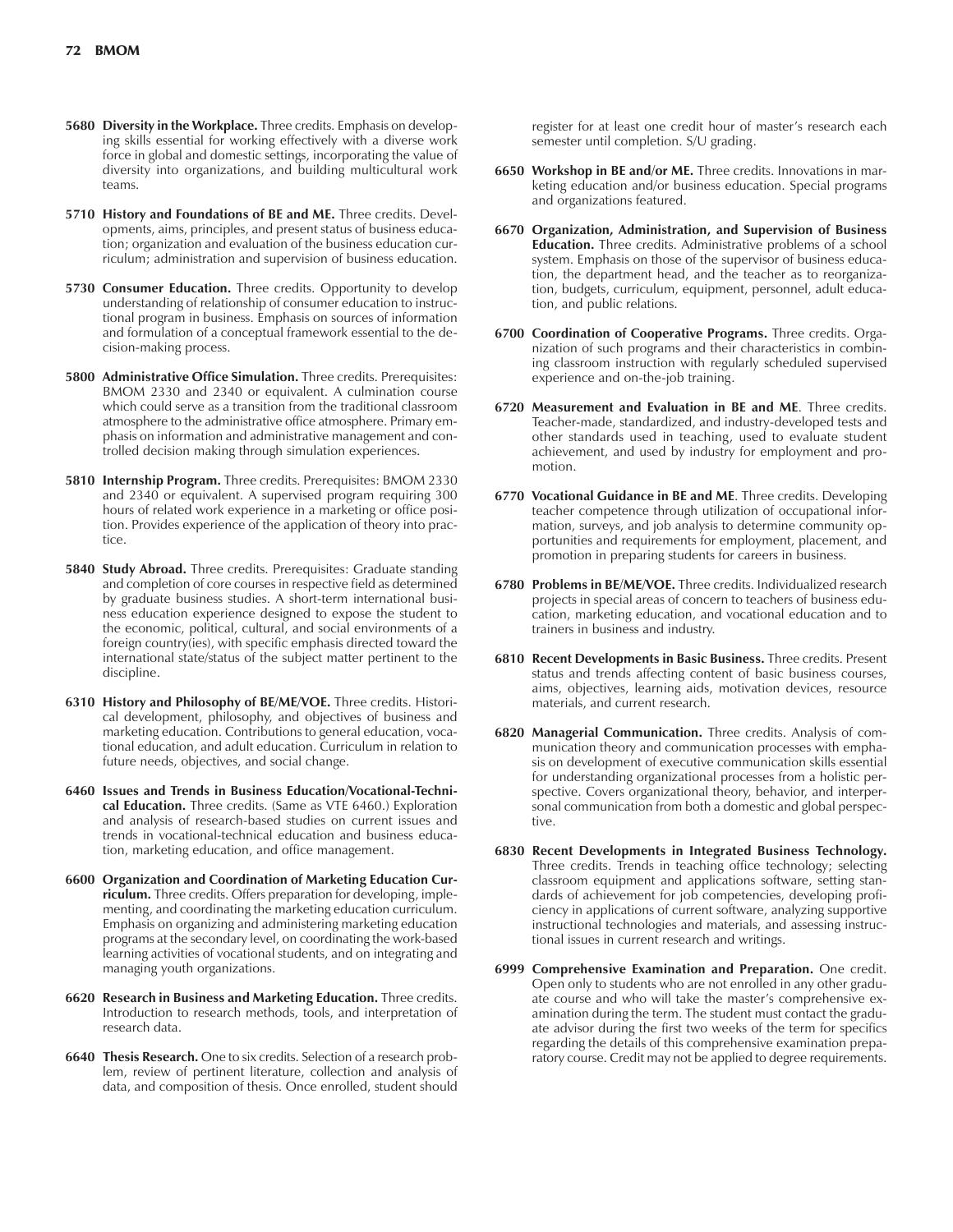**5680 Diversity in the Workplace.** Three credits. Emphasis on developing skills essential for working effectively with a diverse work force in global and domestic settings, incorporating the value of diversity into organizations, and building multicultural work teams.

**5710 History and Foundations of BE and ME.** Three credits. Developments, aims, principles, and present status of business education; organization and evaluation of the business education curriculum; administration and supervision of business education.

**5730 Consumer Education.** Three credits. Opportunity to develop understanding of relationship of consumer education to instructional program in business. Emphasis on sources of information and formulation of a conceptual framework essential to the decision-making process.

**5800 Administrative Office Simulation.** Three credits. Prerequisites: BMOM 2330 and 2340 or equivalent. A culmination course which could serve as a transition from the traditional classroom atmosphere to the administrative office atmosphere. Primary emphasis on information and administrative management and controlled decision making through simulation experiences.

**5810 Internship Program.** Three credits. Prerequisites: BMOM 2330 and 2340 or equivalent. A supervised program requiring 300 hours of related work experience in a marketing or office position. Provides experience of the application of theory into practice.

**5840 Study Abroad.** Three credits. Prerequisites: Graduate standing and completion of core courses in respective field as determined by graduate business studies. A short-term international business education experience designed to expose the student to the economic, political, cultural, and social environments of a foreign country(ies), with specific emphasis directed toward the international state/status of the subject matter pertinent to the discipline.

**6310 History and Philosophy of BE/ME/VOE.** Three credits. Historical development, philosophy, and objectives of business and marketing education. Contributions to general education, vocational education, and adult education. Curriculum in relation to future needs, objectives, and social change.

**6460 Issues and Trends in Business Education/Vocational-Technical Education.** Three credits. (Same as VTE 6460.) Exploration and analysis of research-based studies on current issues and trends in vocational-technical education and business education, marketing education, and office management.

**6600 Organization and Coordination of Marketing Education Curriculum.** Three credits. Offers preparation for developing, implementing, and coordinating the marketing education curriculum. Emphasis on organizing and administering marketing education programs at the secondary level, on coordinating the work-based learning activities of vocational students, and on integrating and managing youth organizations.

**6620 Research in Business and Marketing Education.** Three credits. Introduction to research methods, tools, and interpretation of research data.

**6640 Thesis Research.** One to six credits. Selection of a research problem, review of pertinent literature, collection and analysis of data, and composition of thesis. Once enrolled, student should register for at least one credit hour of master's research each semester until completion. S/U grading.

**6650 Workshop in BE and/or ME.** Three credits. Innovations in marketing education and/or business education. Special programs and organizations featured.

**6670 Organization, Administration, and Supervision of Business Education.** Three credits. Administrative problems of a school system. Emphasis on those of the supervisor of business education, the department head, and the teacher as to reorganization, budgets, curriculum, equipment, personnel, adult education, and public relations.

**6700 Coordination of Cooperative Programs.** Three credits. Organization of such programs and their characteristics in combining classroom instruction with regularly scheduled supervised experience and on-the-job training.

**6720 Measurement and Evaluation in BE and ME**. Three credits. Teacher-made, standardized, and industry-developed tests and other standards used in teaching, used to evaluate student achievement, and used by industry for employment and promotion.

**6770 Vocational Guidance in BE and ME**. Three credits. Developing teacher competence through utilization of occupational information, surveys, and job analysis to determine community opportunities and requirements for employment, placement, and promotion in preparing students for careers in business.

**6780 Problems in BE/ME/VOE.** Three credits. Individualized research projects in special areas of concern to teachers of business education, marketing education, and vocational education and to trainers in business and industry.

**6810 Recent Developments in Basic Business.** Three credits. Present status and trends affecting content of basic business courses, aims, objectives, learning aids, motivation devices, resource materials, and current research.

**6820 Managerial Communication.** Three credits. Analysis of communication theory and communication processes with emphasis on development of executive communication skills essential for understanding organizational processes from a holistic perspective. Covers organizational theory, behavior, and interpersonal communication from both a domestic and global perspective.

**6830 Recent Developments in Integrated Business Technology.** Three credits. Trends in teaching office technology; selecting classroom equipment and applications software, setting standards of achievement for job competencies, developing proficiency in applications of current software, analyzing supportive instructional technologies and materials, and assessing instructional issues in current research and writings.

**6999 Comprehensive Examination and Preparation.** One credit. Open only to students who are not enrolled in any other graduate course and who will take the master's comprehensive examination during the term. The student must contact the graduate advisor during the first two weeks of the term for specifics regarding the details of this comprehensive examination preparatory course. Credit may not be applied to degree requirements.